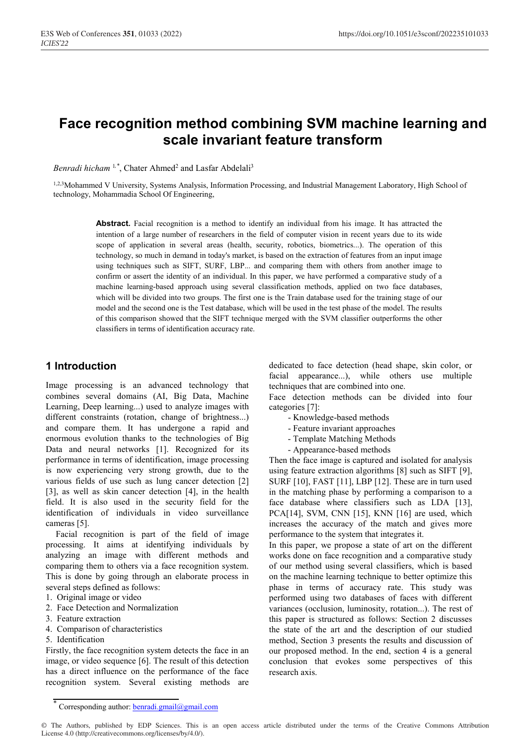# Face recognition method combining SVM machine learning and scale invariant feature transform

*Benradi hicham* [1,*], Chater Ahmed[2] and Lasfar Abdelali[3]

[1,2,3]Mohammed V University, Systems Analysis, Information Processing, and Industrial Management Laboratory, High School of technology, Mohammadia School Of Engineering,

**Abstract.** Facial recognition is a method to identify an individual from his image. It has attracted the intention of a large number of researchers in the field of computer vision in recent years due to its wide scope of application in several areas (health, security, robotics, biometrics...). The operation of this technology, so much in demand in today's market, is based on the extraction of features from an input image using techniques such as SIFT, SURF, LBP... and comparing them with others from another image to confirm or assert the identity of an individual. In this paper, we have performed a comparative study of a machine learning-based approach using several classification methods, applied on two face databases, which will be divided into two groups. The first one is the Train database used for the training stage of our model and the second one is the Test database, which will be used in the test phase of the model. The results of this comparison showed that the SIFT technique merged with the SVM classifier outperforms the other classifiers in terms of identification accuracy rate.

## 1 Introduction

Image processing is an advanced technology that combines several domains (AI, Big Data, Machine Learning, Deep learning...) used to analyze images with different constraints (rotation, change of brightness...) and compare them. It has undergone a rapid and enormous evolution thanks to the technologies of Big Data and neural networks [1]. Recognized for its performance in terms of identification, image processing is now experiencing very strong growth, due to the various fields of use such as lung cancer detection [2] [3], as well as skin cancer detection [4], in the health field. It is also used in the security field for the identification of individuals in video surveillance cameras [5].

Facial recognition is part of the field of image processing. It aims at identifying individuals by analyzing an image with different methods and comparing them to others via a face recognition system. This is done by going through an elaborate process in several steps defined as follows:

1. Original image or video
2. Face Detection and Normalization
3. Feature extraction
4. Comparison of characteristics
5. Identification

Firstly, the face recognition system detects the face in an image, or video sequence [6]. The result of this detection has a direct influence on the performance of the face recognition system. Several existing methods are dedicated to face detection (head shape, skin color, or facial appearance...), while others use multiple techniques that are combined into one.

Face detection methods can be divided into four categories [7]:

- Knowledge-based methods
- Feature invariant approaches
- Template Matching Methods
- Appearance-based methods

Then the face image is captured and isolated for analysis using feature extraction algorithms [8] such as SIFT [9], SURF [10], FAST [11], LBP [12]. These are in turn used in the matching phase by performing a comparison to a face database where classifiers such as LDA [13], PCA[14], SVM, CNN [15], KNN [16] are used, which increases the accuracy of the match and gives more performance to the system that integrates it.

In this paper, we propose a state of art on the different works done on face recognition and a comparative study of our method using several classifiers, which is based on the machine learning technique to better optimize this phase in terms of accuracy rate. This study was performed using two databases of faces with different variances (occlusion, luminosity, rotation...). The rest of this paper is structured as follows: Section 2 discusses the state of the art and the description of our studied method, Section 3 presents the results and discussion of our proposed method. In the end, section 4 is a general conclusion that evokes some perspectives of this research axis.

* Corresponding author: benradi.gmail@gmail.com

© The Authors, published by EDP Sciences. This is an open access article distributed under the terms of the Creative Commons Attribution License 4.0 (http://creativecommons.org/licenses/by/4.0/).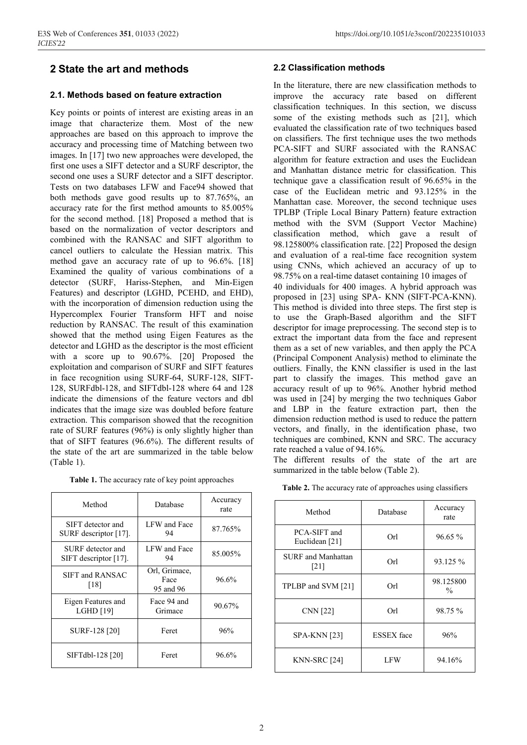## 2 State the art and methods

### 2.1. Methods based on feature extraction

Key points or points of interest are existing areas in an image that characterize them. Most of the new approaches are based on this approach to improve the accuracy and processing time of Matching between two images. In [17] two new approaches were developed, the first one uses a SIFT detector and a SURF descriptor, the second one uses a SURF detector and a SIFT descriptor. Tests on two databases LFW and Face94 showed that both methods gave good results up to 87.765%, an accuracy rate for the first method amounts to 85.005% for the second method. [18] Proposed a method that is based on the normalization of vector descriptors and combined with the RANSAC and SIFT algorithm to cancel outliers to calculate the Hessian matrix. This method gave an accuracy rate of up to 96.6%. [18] Examined the quality of various combinations of a detector (SURF, Hariss-Stephen, and Min-Eigen Features) and descriptor (LGHD, PCEHD, and EHD), with the incorporation of dimension reduction using the Hypercomplex Fourier Transform HFT and noise reduction by RANSAC. The result of this examination showed that the method using Eigen Features as the detector and LGHD as the descriptor is the most efficient with a score up to 90.67%. [20] Proposed the exploitation and comparison of SURF and SIFT features in face recognition using SURF-64, SURF-128, SIFT-128, SURFdbl-128, and SIFTdbl-128 where 64 and 128 indicate the dimensions of the feature vectors and dbl indicates that the image size was doubled before feature extraction. This comparison showed that the recognition rate of SURF features (96%) is only slightly higher than that of SIFT features (96.6%). The different results of the state of the art are summarized in the table below (Table 1).

**Table 1.** The accuracy rate of key point approaches

| Method | Database | Accuracy rate |
|---|---|---|
| SIFT detector and SURF descriptor [17]. | LFW and Face 94 | 87.765% |
| SURF detector and SIFT descriptor [17]. | LFW and Face 94 | 85.005% |
| SIFT and RANSAC [18] | Orl, Grimace, Face 95 and 96 | 96.6% |
| Eigen Features and LGHD [19] | Face 94 and Grimace | 90.67% |
| SURF-128 [20] | Feret | 96% |
| SIFTdbl-128 [20] | Feret | 96.6% |

### 2.2 Classification methods

In the literature, there are new classification methods to improve the accuracy rate based on different classification techniques. In this section, we discuss some of the existing methods such as [21], which evaluated the classification rate of two techniques based on classifiers. The first technique uses the two methods PCA-SIFT and SURF associated with the RANSAC algorithm for feature extraction and uses the Euclidean and Manhattan distance metric for classification. This technique gave a classification result of 96.65% in the case of the Euclidean metric and 93.125% in the Manhattan case. Moreover, the second technique uses TPLBP (Triple Local Binary Pattern) feature extraction method with the SVM (Support Vector Machine) classification method, which gave a result of 98.125800% classification rate. [22] Proposed the design and evaluation of a real-time face recognition system using CNNs, which achieved an accuracy of up to 98.75% on a real-time dataset containing 10 images of 40 individuals for 400 images. A hybrid approach was proposed in [23] using SPA- KNN (SIFT-PCA-KNN). This method is divided into three steps. The first step is to use the Graph-Based algorithm and the SIFT descriptor for image preprocessing. The second step is to extract the important data from the face and represent them as a set of new variables, and then apply the PCA (Principal Component Analysis) method to eliminate the outliers. Finally, the KNN classifier is used in the last part to classify the images. This method gave an accuracy result of up to 96%. Another hybrid method was used in [24] by merging the two techniques Gabor and LBP in the feature extraction part, then the dimension reduction method is used to reduce the pattern vectors, and finally, in the identification phase, two techniques are combined, KNN and SRC. The accuracy rate reached a value of 94.16%.

The different results of the state of the art are summarized in the table below (Table 2).

**Table 2.** The accuracy rate of approaches using classifiers

| Method | Database | Accuracy rate |
|---|---|---|
| PCA-SIFT and Euclidean [21] | Orl | 96.65 % |
| SURF and Manhattan [21] | Orl | 93.125 % |
| TPLBP and SVM [21] | Orl | 98.125800 % |
| CNN [22] | Orl | 98.75 % |
| SPA-KNN [23] | ESSEX face | 96% |
| KNN-SRC [24] | LFW | 94.16% |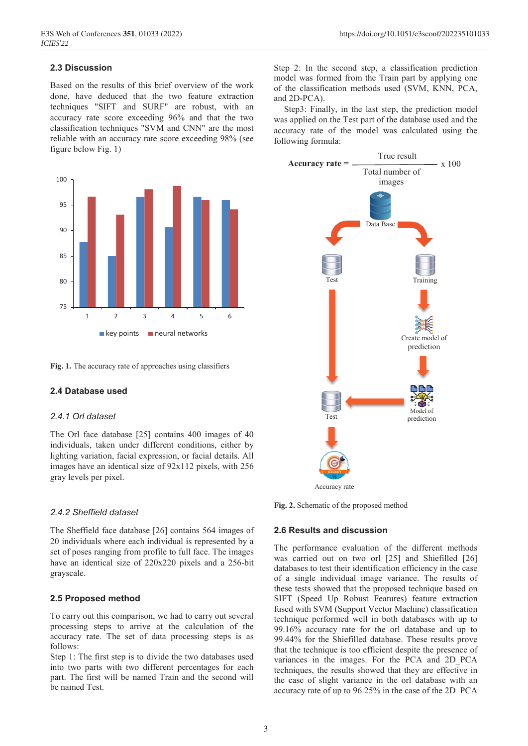## 2.3 Discussion

Based on the results of this brief overview of the work done, have deduced that the two feature extraction techniques "SIFT and SURF" are robust, with an accuracy rate score exceeding 96% and that the two classification techniques "SVM and CNN" are the most reliable with an accuracy rate score exceeding 98% (see figure below Fig. 1)

**Fig. 1.** The accuracy rate of approaches using classifiers

## 2.4 Database used

### *2.4.1 Orl dataset*

The Orl face database [25] contains 400 images of 40 individuals, taken under different conditions, either by lighting variation, facial expression, or facial details. All images have an identical size of 92x112 pixels, with 256 gray levels per pixel.

### *2.4.2 Sheffield dataset*

The Sheffield face database [26] contains 564 images of 20 individuals where each individual is represented by a set of poses ranging from profile to full face. The images have an identical size of 220x220 pixels and a 256-bit grayscale.

## 2.5 Proposed method

To carry out this comparison, we had to carry out several processing steps to arrive at the calculation of the accuracy rate. The set of data processing steps is as follows:

Step 1: The first step is to divide the two databases used into two parts with two different percentages for each part. The first will be named Train and the second will be named Test.

Step 2: In the second step, a classification prediction model was formed from the Train part by applying one of the classification methods used (SVM, KNN, PCA, and 2D-PCA).

Step3: Finally, in the last step, the prediction model was applied on the Test part of the database used and the accuracy rate of the model was calculated using the following formula:

$$\textbf{Accuracy rate} = \frac{\text{True result}}{\text{Total number of images}} \times 100$$

**Fig. 2.** Schematic of the proposed method

## 2.6 Results and discussion

The performance evaluation of the different methods was carried out on two orl [25] and Shiefilled [26] databases to test their identification efficiency in the case of a single individual image variance. The results of these tests showed that the proposed technique based on SIFT (Speed Up Robust Features) feature extraction fused with SVM (Support Vector Machine) classification technique performed well in both databases with up to 99.16% accuracy rate for the orl database and up to 99.44% for the Shiefilled database. These results prove that the technique is too efficient despite the presence of variances in the images. For the PCA and 2D_PCA techniques, the results showed that they are effective in the case of slight variance in the orl database with an accuracy rate of up to 96.25% in the case of the 2D_PCA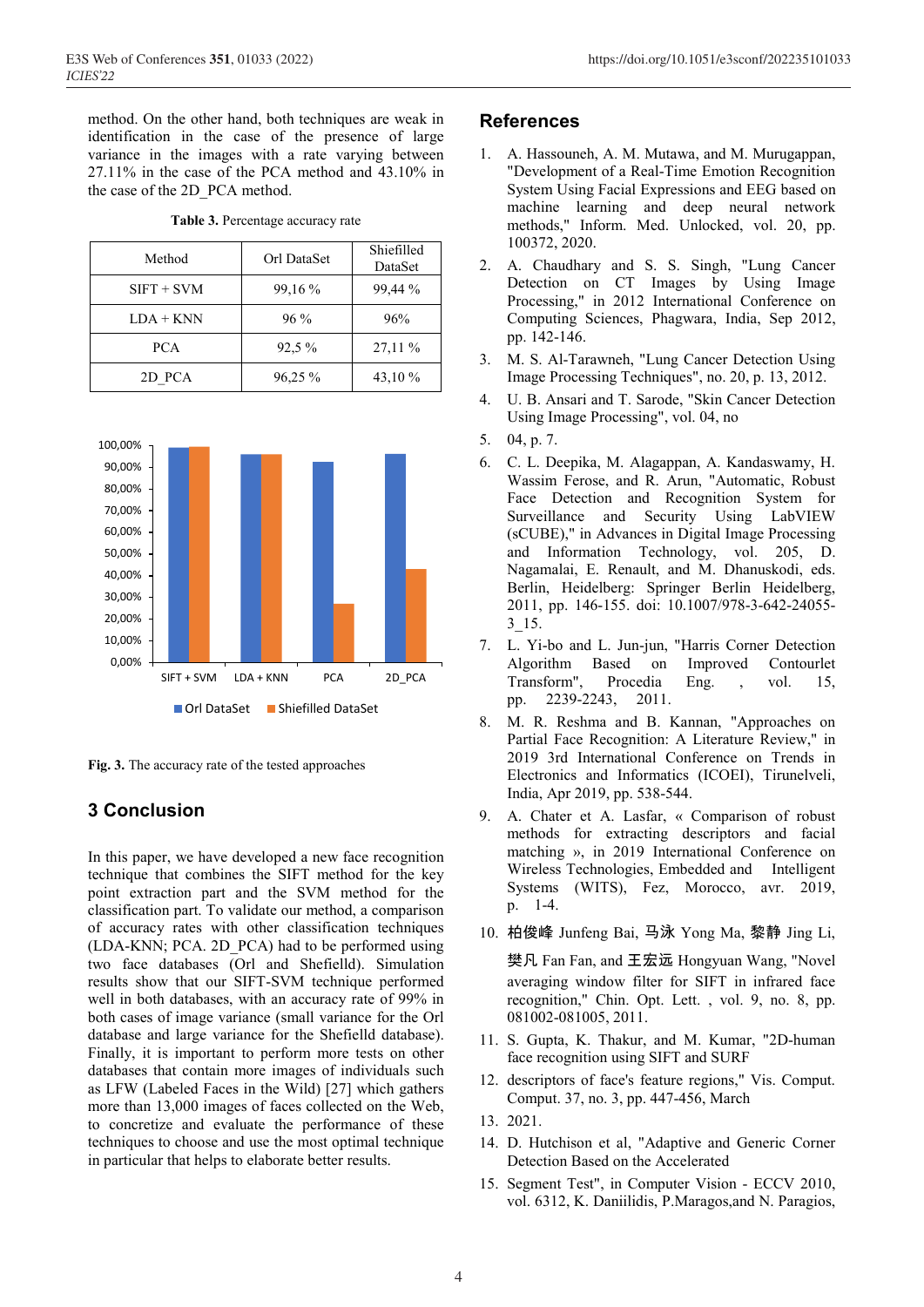method. On the other hand, both techniques are weak in identification in the case of the presence of large variance in the images with a rate varying between 27.11% in the case of the PCA method and 43.10% in the case of the 2D_PCA method.

**Table 3.** Percentage accuracy rate

| Method | Orl DataSet | Shiefilled DataSet |
|---|---|---|
| SIFT + SVM | 99,16 % | 99,44 % |
| LDA + KNN | 96 % | 96% |
| PCA | 92,5 % | 27,11 % |
| 2D_PCA | 96,25 % | 43,10 % |

**Fig. 3.** The accuracy rate of the tested approaches

## 3 Conclusion

In this paper, we have developed a new face recognition technique that combines the SIFT method for the key point extraction part and the SVM method for the classification part. To validate our method, a comparison of accuracy rates with other classification techniques (LDA-KNN; PCA. 2D_PCA) had to be performed using two face databases (Orl and Shefielld). Simulation results show that our SIFT-SVM technique performed well in both databases, with an accuracy rate of 99% in both cases of image variance (small variance for the Orl database and large variance for the Shefielld database). Finally, it is important to perform more tests on other databases that contain more images of individuals such as LFW (Labeled Faces in the Wild) [27] which gathers more than 13,000 images of faces collected on the Web, to concretize and evaluate the performance of these techniques to choose and use the most optimal technique in particular that helps to elaborate better results.

## References

1. A. Hassouneh, A. M. Mutawa, and M. Murugappan, "Development of a Real-Time Emotion Recognition System Using Facial Expressions and EEG based on machine learning and deep neural network methods," Inform. Med. Unlocked, vol. 20, pp. 100372, 2020.
2. A. Chaudhary and S. S. Singh, "Lung Cancer Detection on CT Images by Using Image Processing," in 2012 International Conference on Computing Sciences, Phagwara, India, Sep 2012, pp. 142-146.
3. M. S. Al-Tarawneh, "Lung Cancer Detection Using Image Processing Techniques", no. 20, p. 13, 2012.
4. U. B. Ansari and T. Sarode, "Skin Cancer Detection Using Image Processing", vol. 04, no
5. 04, p. 7.
6. C. L. Deepika, M. Alagappan, A. Kandaswamy, H. Wassim Ferose, and R. Arun, "Automatic, Robust Face Detection and Recognition System for Surveillance and Security Using LabVIEW (sCUBE)," in Advances in Digital Image Processing and Information Technology, vol. 205, D. Nagamalai, E. Renault, and M. Dhanuskodi, eds. Berlin, Heidelberg: Springer Berlin Heidelberg, 2011, pp. 146-155. doi: 10.1007/978-3-642-24055-3_15.
7. L. Yi-bo and L. Jun-jun, "Harris Corner Detection Algorithm Based on Improved Contourlet Transform", Procedia Eng. , vol. 15, pp. 2239-2243, 2011.
8. M. R. Reshma and B. Kannan, "Approaches on Partial Face Recognition: A Literature Review," in 2019 3rd International Conference on Trends in Electronics and Informatics (ICOEI), Tirunelveli, India, Apr 2019, pp. 538-544.
9. A. Chater et A. Lasfar, « Comparison of robust methods for extracting descriptors and facial matching », in 2019 International Conference on Wireless Technologies, Embedded and Intelligent Systems (WITS), Fez, Morocco, avr. 2019, p. 1-4.
10. 柏俊峰 Junfeng Bai, 马泳 Yong Ma, 黎静 Jing Li, 樊凡 Fan Fan, and 王宏远 Hongyuan Wang, "Novel averaging window filter for SIFT in infrared face recognition," Chin. Opt. Lett. , vol. 9, no. 8, pp. 081002-081005, 2011.
11. S. Gupta, K. Thakur, and M. Kumar, "2D-human face recognition using SIFT and SURF
12. descriptors of face's feature regions," Vis. Comput. Comput. 37, no. 3, pp. 447-456, March
13. 2021.
14. D. Hutchison et al, "Adaptive and Generic Corner Detection Based on the Accelerated
15. Segment Test", in Computer Vision - ECCV 2010, vol. 6312, K. Daniilidis, P.Maragos,and N. Paragios,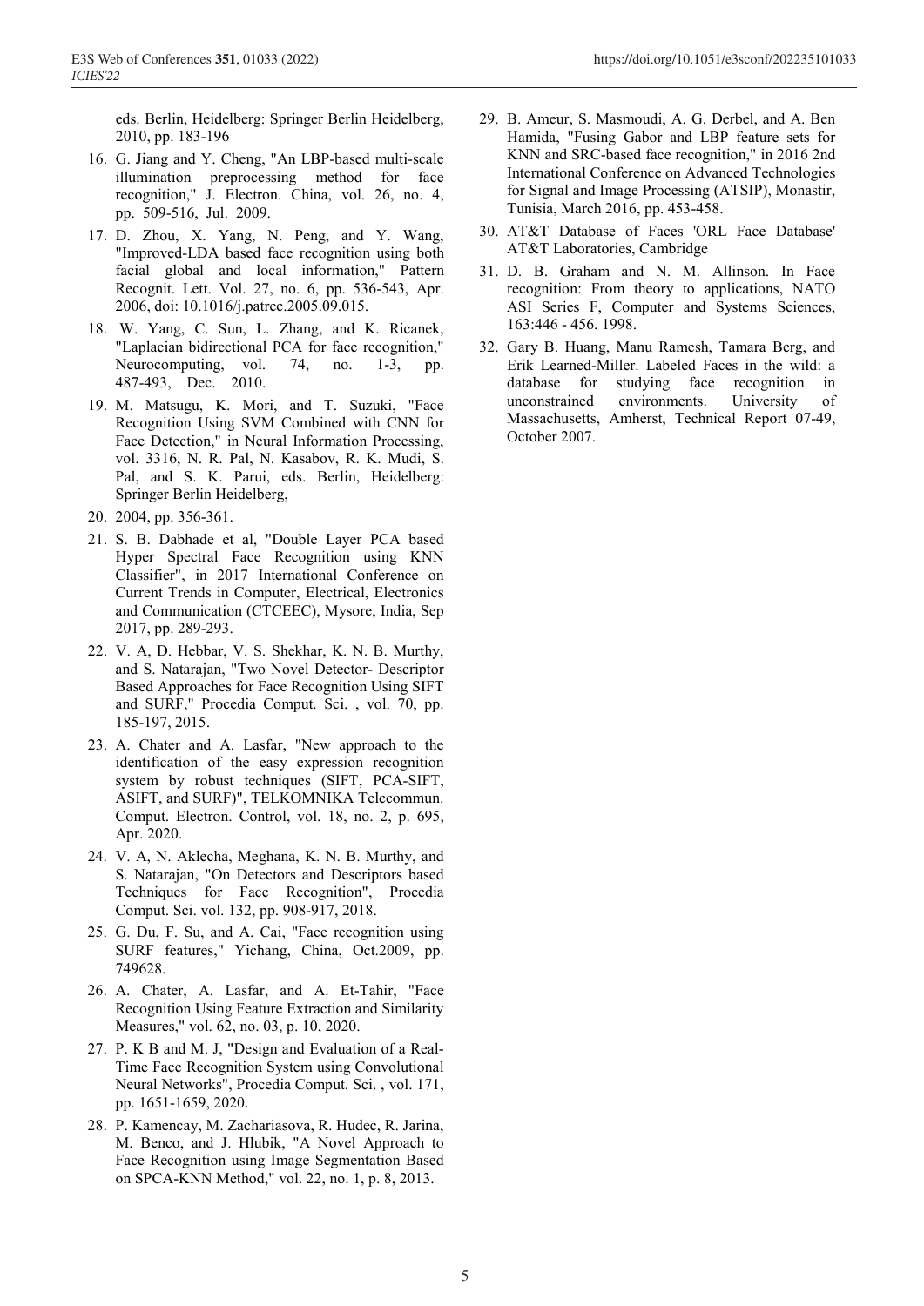eds. Berlin, Heidelberg: Springer Berlin Heidelberg, 2010, pp. 183-196

16. G. Jiang and Y. Cheng, "An LBP-based multi-scale illumination preprocessing method for face recognition," J. Electron. China, vol. 26, no. 4, pp. 509-516, Jul. 2009.
17. D. Zhou, X. Yang, N. Peng, and Y. Wang, "Improved-LDA based face recognition using both facial global and local information," Pattern Recognit. Lett. Vol. 27, no. 6, pp. 536-543, Apr. 2006, doi: 10.1016/j.patrec.2005.09.015.
18. W. Yang, C. Sun, L. Zhang, and K. Ricanek, "Laplacian bidirectional PCA for face recognition," Neurocomputing, vol. 74, no. 1-3, pp. 487-493, Dec. 2010.
19. M. Matsugu, K. Mori, and T. Suzuki, "Face Recognition Using SVM Combined with CNN for Face Detection," in Neural Information Processing, vol. 3316, N. R. Pal, N. Kasabov, R. K. Mudi, S. Pal, and S. K. Parui, eds. Berlin, Heidelberg: Springer Berlin Heidelberg,
20. 2004, pp. 356-361.
21. S. B. Dabhade et al, "Double Layer PCA based Hyper Spectral Face Recognition using KNN Classifier", in 2017 International Conference on Current Trends in Computer, Electrical, Electronics and Communication (CTCEEC), Mysore, India, Sep 2017, pp. 289-293.
22. V. A, D. Hebbar, V. S. Shekhar, K. N. B. Murthy, and S. Natarajan, "Two Novel Detector- Descriptor Based Approaches for Face Recognition Using SIFT and SURF," Procedia Comput. Sci. , vol. 70, pp. 185-197, 2015.
23. A. Chater and A. Lasfar, "New approach to the identification of the easy expression recognition system by robust techniques (SIFT, PCA-SIFT, ASIFT, and SURF)", TELKOMNIKA Telecommun. Comput. Electron. Control, vol. 18, no. 2, p. 695, Apr. 2020.
24. V. A, N. Aklecha, Meghana, K. N. B. Murthy, and S. Natarajan, "On Detectors and Descriptors based Techniques for Face Recognition", Procedia Comput. Sci. vol. 132, pp. 908-917, 2018.
25. G. Du, F. Su, and A. Cai, "Face recognition using SURF features," Yichang, China, Oct.2009, pp. 749628.
26. A. Chater, A. Lasfar, and A. Et-Tahir, "Face Recognition Using Feature Extraction and Similarity Measures," vol. 62, no. 03, p. 10, 2020.
27. P. K B and M. J, "Design and Evaluation of a Real-Time Face Recognition System using Convolutional Neural Networks", Procedia Comput. Sci. , vol. 171, pp. 1651-1659, 2020.
28. P. Kamencay, M. Zachariasova, R. Hudec, R. Jarina, M. Benco, and J. Hlubik, "A Novel Approach to Face Recognition using Image Segmentation Based on SPCA-KNN Method," vol. 22, no. 1, p. 8, 2013.
29. B. Ameur, S. Masmoudi, A. G. Derbel, and A. Ben Hamida, "Fusing Gabor and LBP feature sets for KNN and SRC-based face recognition," in 2016 2nd International Conference on Advanced Technologies for Signal and Image Processing (ATSIP), Monastir, Tunisia, March 2016, pp. 453-458.
30. AT&T Database of Faces 'ORL Face Database' AT&T Laboratories, Cambridge
31. D. B. Graham and N. M. Allinson. In Face recognition: From theory to applications, NATO ASI Series F, Computer and Systems Sciences, 163:446 - 456. 1998.
32. Gary B. Huang, Manu Ramesh, Tamara Berg, and Erik Learned-Miller. Labeled Faces in the wild: a database for studying face recognition in unconstrained environments. University of Massachusetts, Amherst, Technical Report 07-49, October 2007.